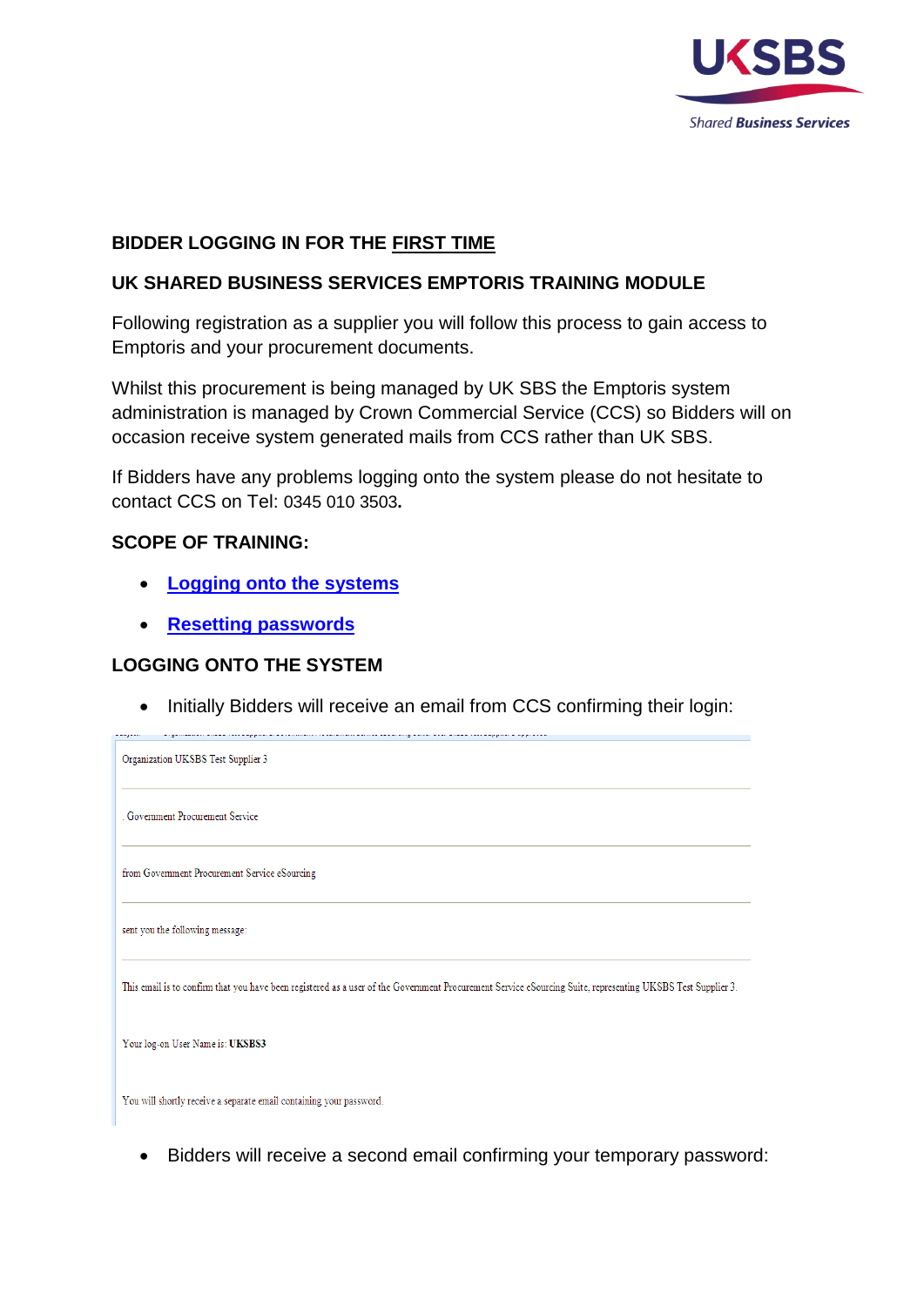**BIDDER LOGGING IN FOR THE FIRST TIME**

**UK SHARED BUSINESS SERVICES EMPTORIS TRAINING MODULE**

Following registration as a supplier you will follow this process to gain access to Emptoris and your procurement documents.

Whilst this procurement is being managed by UK SBS the Emptoris system administration is managed by Crown Commercial Service (CCS) so Bidders will on occasion receive system generated mails from CCS rather than UK SBS.

If Bidders have any problems logging onto the system please do not hesitate to contact CCS on Tel: 0345 010 3503**.**

**SCOPE OF TRAINING:**

- **Logging onto the systems**
- **Resetting passwords**

**LOGGING ONTO THE SYSTEM**

- Initially Bidders will receive an email from CCS confirming their login:

Organization UKSBS Test Supplier 3

. Government Procurement Service

from Government Procurement Service eSourcing

sent you the following message:

This email is to confirm that you have been registered as a user of the Government Procurement Service eSourcing Suite, representing UKSBS Test Supplier 3.

Your log-on User Name is: **UKSBS3**

You will shortly receive a separate email containing your password.

- Bidders will receive a second email confirming your temporary password: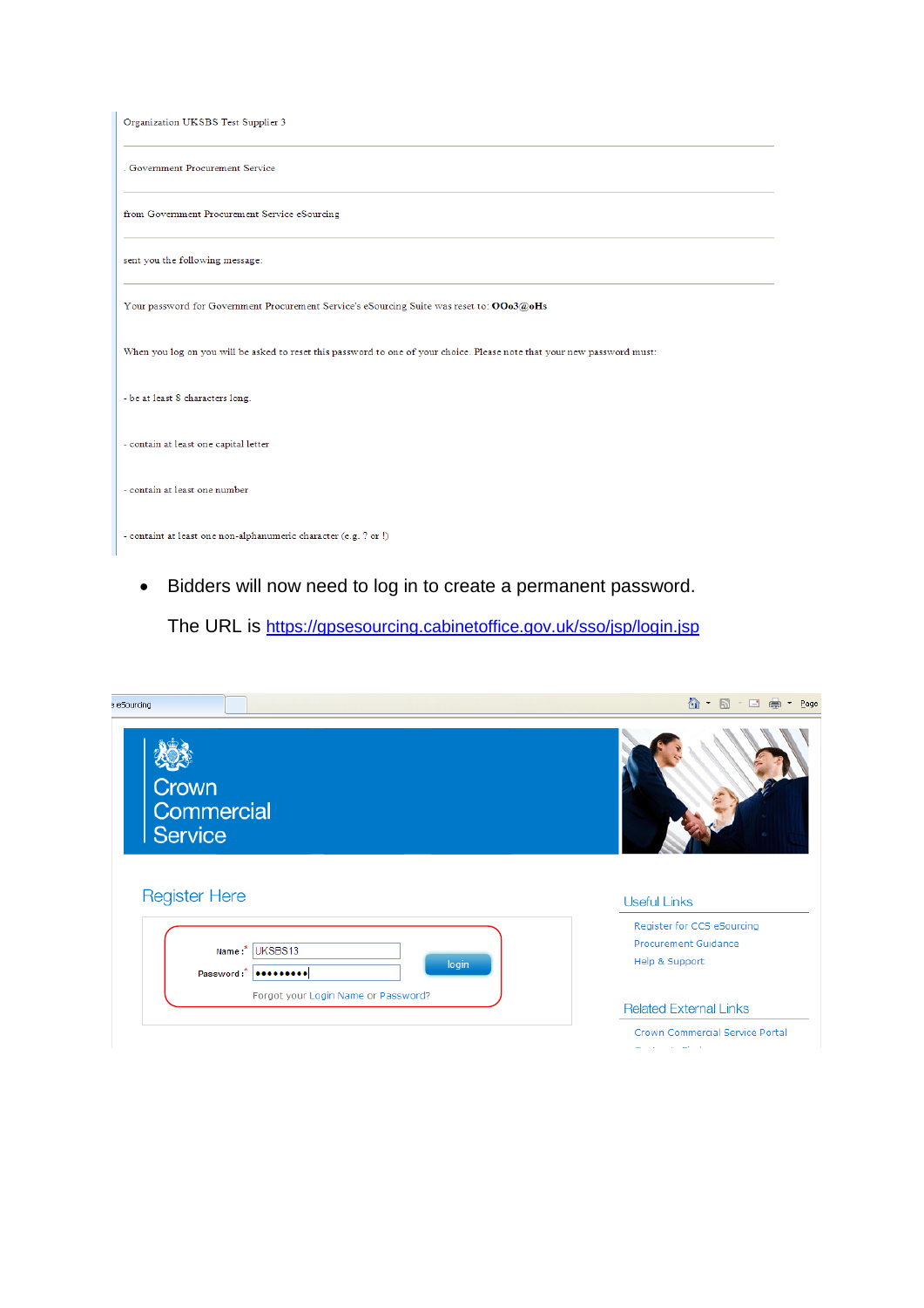Organization UKSBS Test Supplier 3

. Government Procurement Service

from Government Procurement Service eSourcing

sent you the following message:

Your password for Government Procurement Service's eSourcing Suite was reset to: **OOo3@oHs**

When you log on you will be asked to reset this password to one of your choice. Please note that your new password must:

- be at least 8 characters long.

- contain at least one capital letter

- contain at least one number

- containt at least one non-alphanumeric character (e.g. ? or !)

- Bidders will now need to log in to create a permanent password.

  The URL is https://gpsesourcing.cabinetoffice.gov.uk/sso/jsp/login.jsp

eSourcing

Crown Commercial Service

Register Here

Name :* UKSBS13

Password :* ••••••••• login

Forgot your Login Name or Password?

Useful Links

Register for CCS eSourcing

Procurement Guidance

Help & Support

Related External Links

Crown Commercial Service Portal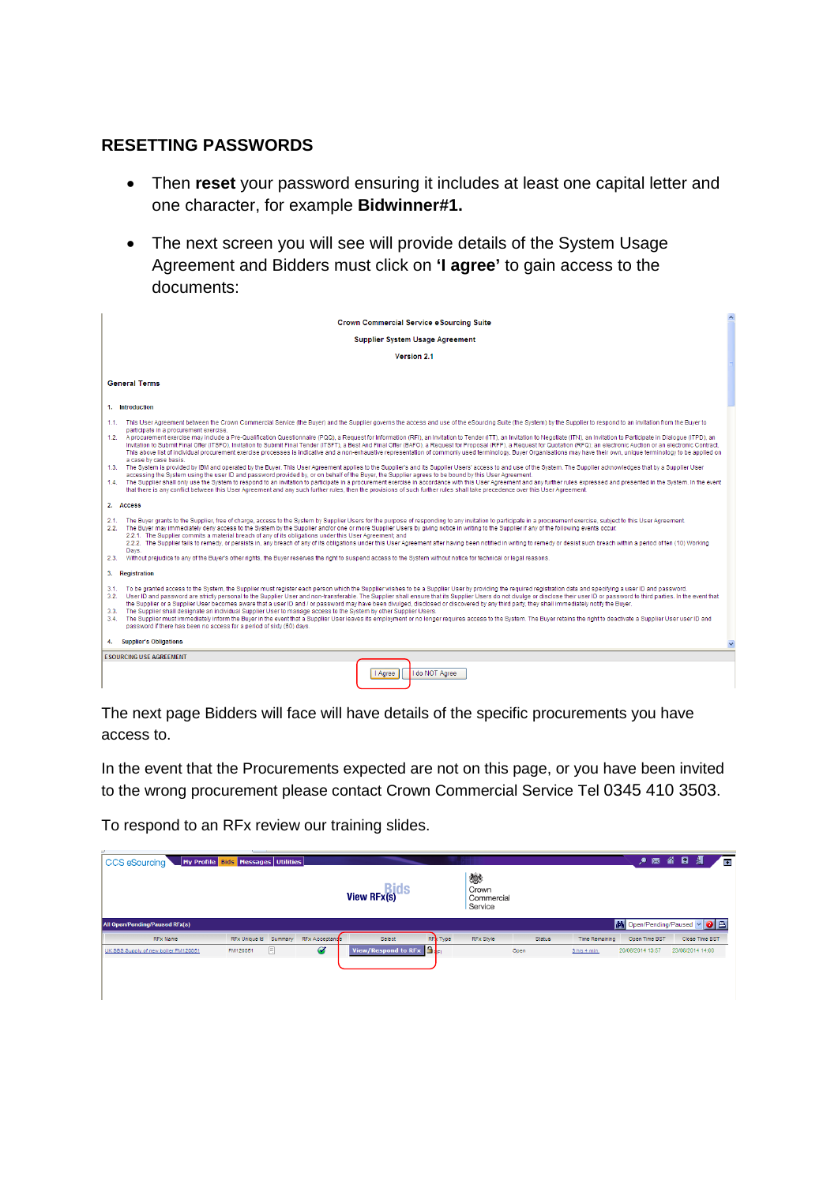## RESETTING PASSWORDS

- Then **reset** your password ensuring it includes at least one capital letter and one character, for example **Bidwinner#1.**
- The next screen you will see will provide details of the System Usage Agreement and Bidders must click on **'I agree'** to gain access to the documents:

The next page Bidders will face will have details of the specific procurements you have access to.

In the event that the Procurements expected are not on this page, or you have been invited to the wrong procurement please contact Crown Commercial Service Tel 0345 410 3503.

To respond to an RFx review our training slides.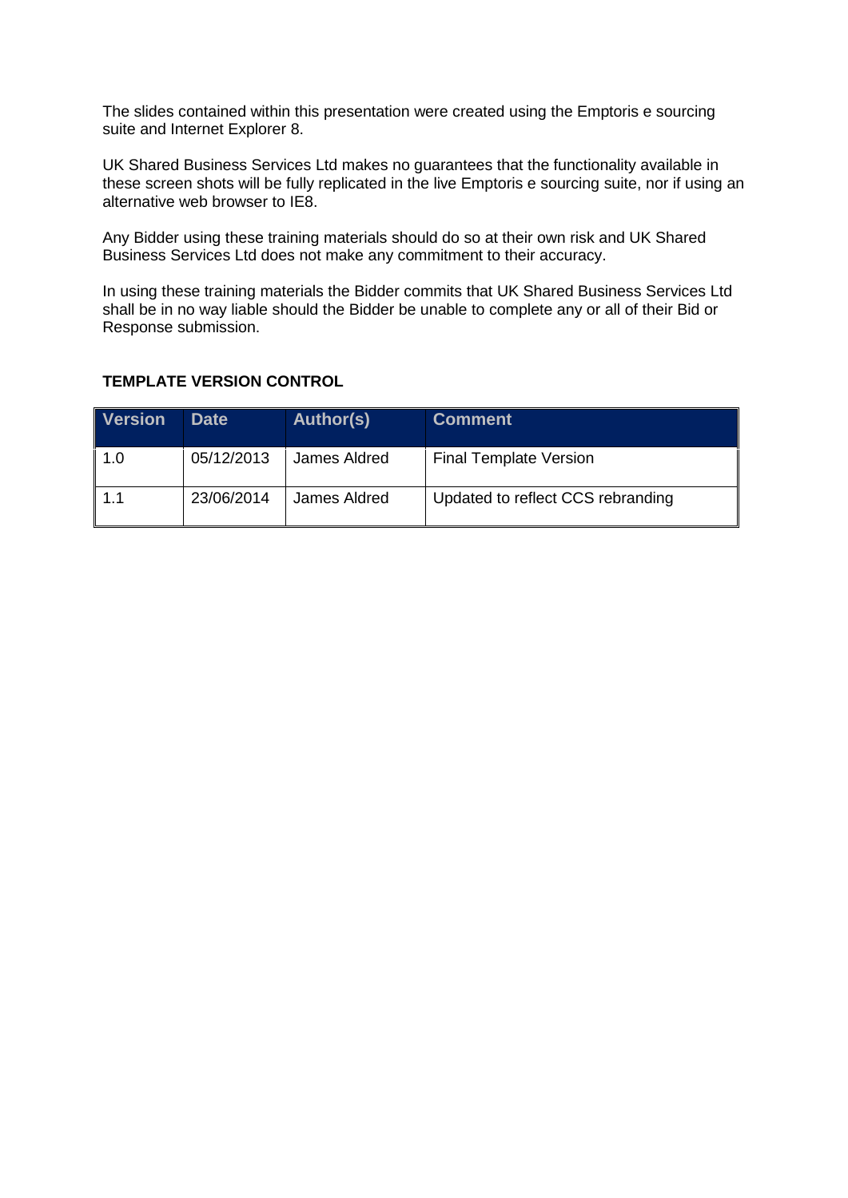The slides contained within this presentation were created using the Emptoris e sourcing suite and Internet Explorer 8.

UK Shared Business Services Ltd makes no guarantees that the functionality available in these screen shots will be fully replicated in the live Emptoris e sourcing suite, nor if using an alternative web browser to IE8.

Any Bidder using these training materials should do so at their own risk and UK Shared Business Services Ltd does not make any commitment to their accuracy.

In using these training materials the Bidder commits that UK Shared Business Services Ltd shall be in no way liable should the Bidder be unable to complete any or all of their Bid or Response submission.

**TEMPLATE VERSION CONTROL**

| Version | Date | Author(s) | Comment |
| --- | --- | --- | --- |
| 1.0 | 05/12/2013 | James Aldred | Final Template Version |
| 1.1 | 23/06/2014 | James Aldred | Updated to reflect CCS rebranding |